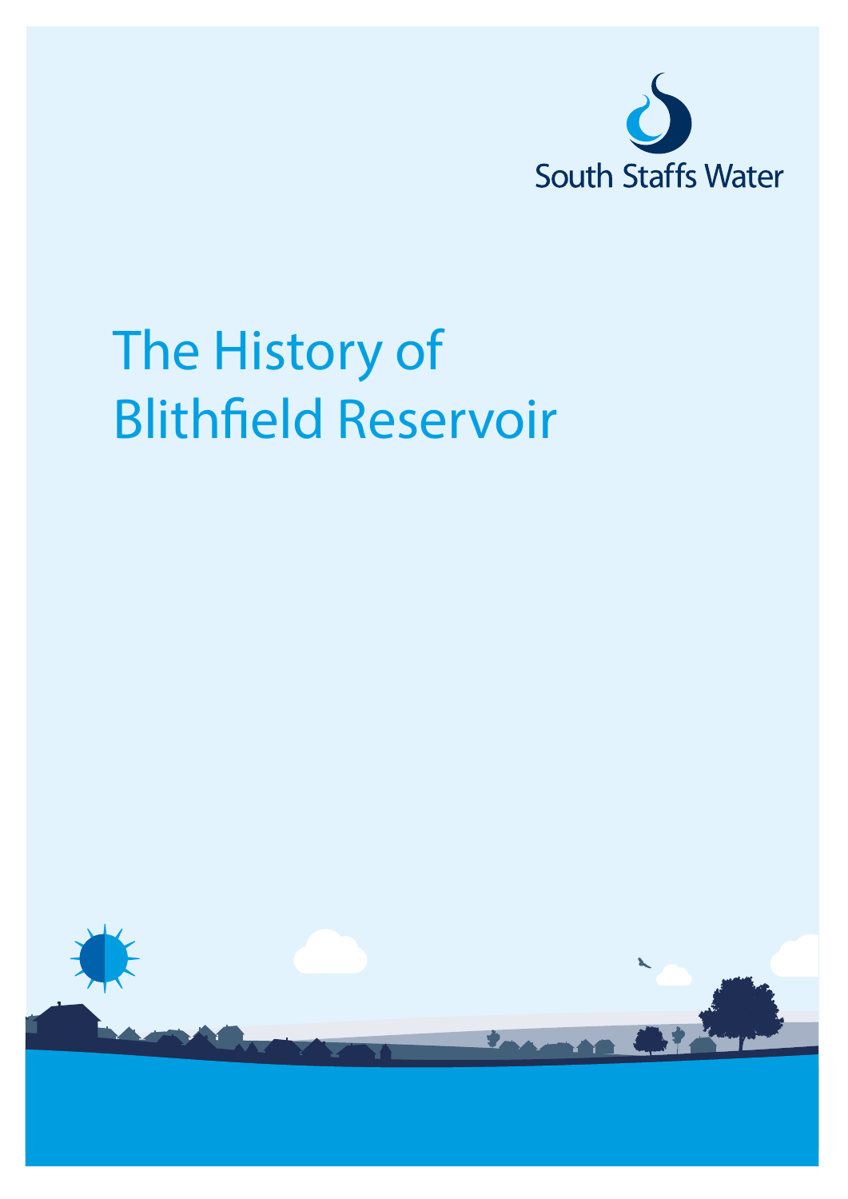South Staffs Water

# The History of Blithfield Reservoir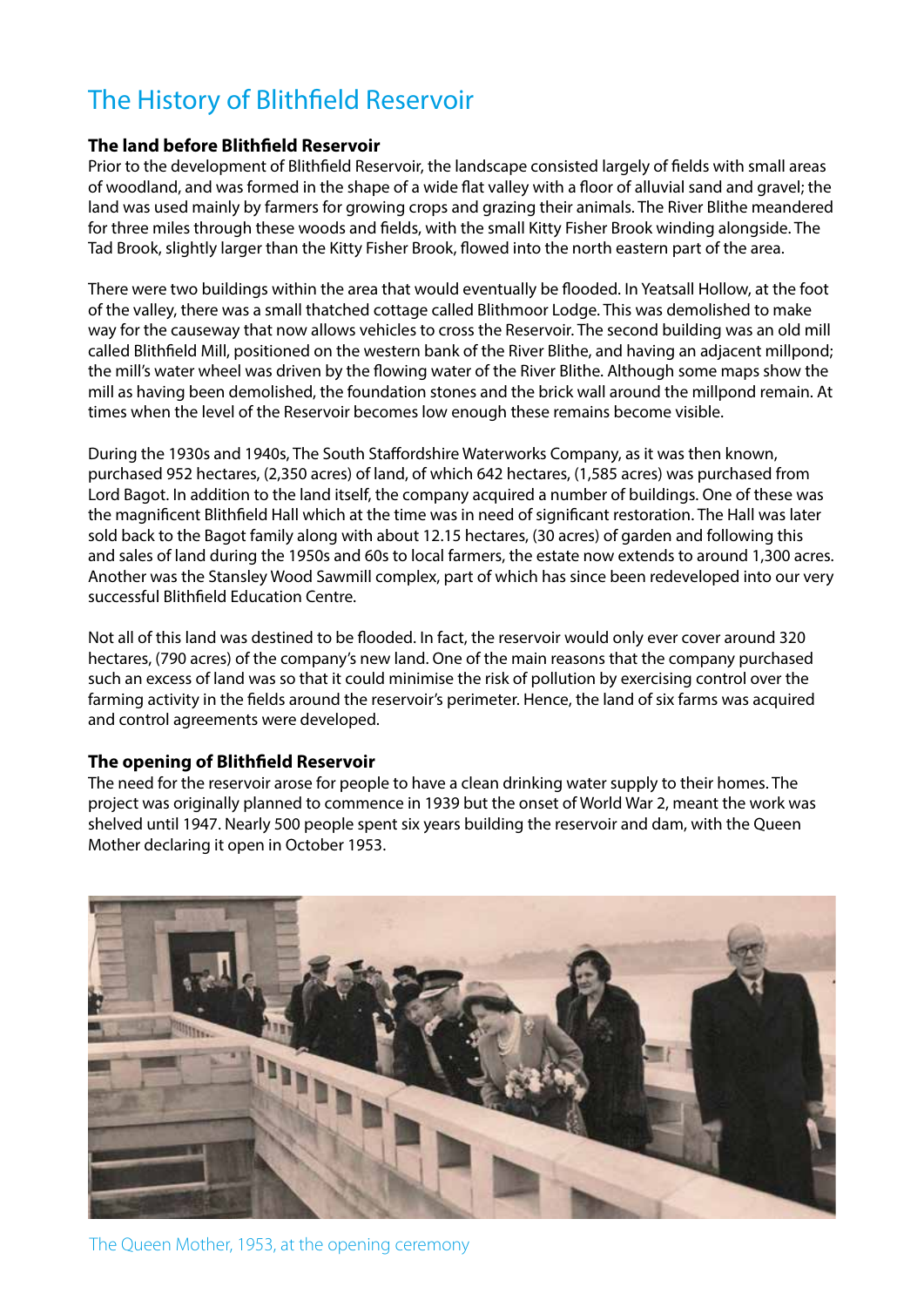# The History of Blithfield Reservoir

## The land before Blithfield Reservoir

Prior to the development of Blithfield Reservoir, the landscape consisted largely of fields with small areas of woodland, and was formed in the shape of a wide flat valley with a floor of alluvial sand and gravel; the land was used mainly by farmers for growing crops and grazing their animals. The River Blithe meandered for three miles through these woods and fields, with the small Kitty Fisher Brook winding alongside. The Tad Brook, slightly larger than the Kitty Fisher Brook, flowed into the north eastern part of the area.

There were two buildings within the area that would eventually be flooded. In Yeatsall Hollow, at the foot of the valley, there was a small thatched cottage called Blithmoor Lodge. This was demolished to make way for the causeway that now allows vehicles to cross the Reservoir. The second building was an old mill called Blithfield Mill, positioned on the western bank of the River Blithe, and having an adjacent millpond; the mill's water wheel was driven by the flowing water of the River Blithe. Although some maps show the mill as having been demolished, the foundation stones and the brick wall around the millpond remain. At times when the level of the Reservoir becomes low enough these remains become visible.

During the 1930s and 1940s, The South Staffordshire Waterworks Company, as it was then known, purchased 952 hectares, (2,350 acres) of land, of which 642 hectares, (1,585 acres) was purchased from Lord Bagot. In addition to the land itself, the company acquired a number of buildings. One of these was the magnificent Blithfield Hall which at the time was in need of significant restoration. The Hall was later sold back to the Bagot family along with about 12.15 hectares, (30 acres) of garden and following this and sales of land during the 1950s and 60s to local farmers, the estate now extends to around 1,300 acres. Another was the Stansley Wood Sawmill complex, part of which has since been redeveloped into our very successful Blithfield Education Centre.

Not all of this land was destined to be flooded. In fact, the reservoir would only ever cover around 320 hectares, (790 acres) of the company's new land. One of the main reasons that the company purchased such an excess of land was so that it could minimise the risk of pollution by exercising control over the farming activity in the fields around the reservoir's perimeter. Hence, the land of six farms was acquired and control agreements were developed.

## The opening of Blithfield Reservoir

The need for the reservoir arose for people to have a clean drinking water supply to their homes. The project was originally planned to commence in 1939 but the onset of World War 2, meant the work was shelved until 1947. Nearly 500 people spent six years building the reservoir and dam, with the Queen Mother declaring it open in October 1953.

The Queen Mother, 1953, at the opening ceremony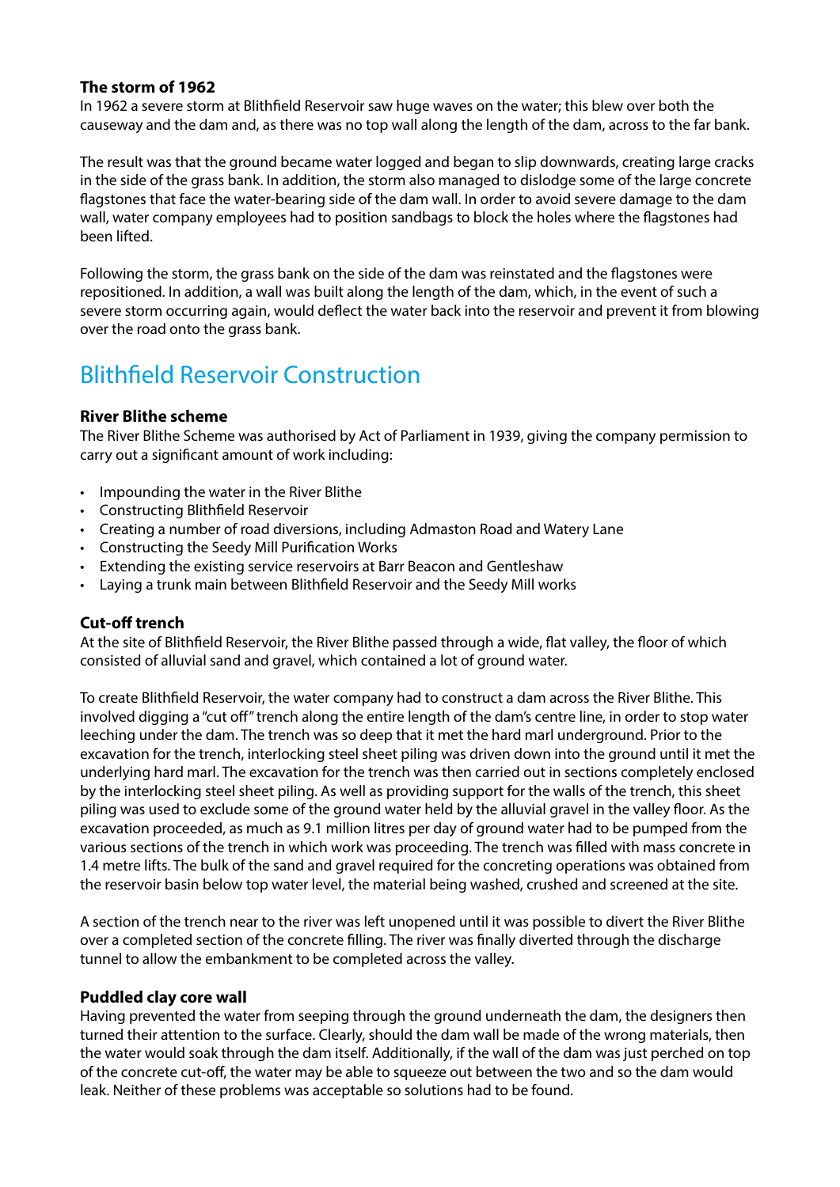### The storm of 1962

In 1962 a severe storm at Blithfield Reservoir saw huge waves on the water; this blew over both the causeway and the dam and, as there was no top wall along the length of the dam, across to the far bank.

The result was that the ground became water logged and began to slip downwards, creating large cracks in the side of the grass bank. In addition, the storm also managed to dislodge some of the large concrete flagstones that face the water-bearing side of the dam wall. In order to avoid severe damage to the dam wall, water company employees had to position sandbags to block the holes where the flagstones had been lifted.

Following the storm, the grass bank on the side of the dam was reinstated and the flagstones were repositioned. In addition, a wall was built along the length of the dam, which, in the event of such a severe storm occurring again, would deflect the water back into the reservoir and prevent it from blowing over the road onto the grass bank.

## Blithfield Reservoir Construction

### River Blithe scheme

The River Blithe Scheme was authorised by Act of Parliament in 1939, giving the company permission to carry out a significant amount of work including:

- Impounding the water in the River Blithe
- Constructing Blithfield Reservoir
- Creating a number of road diversions, including Admaston Road and Watery Lane
- Constructing the Seedy Mill Purification Works
- Extending the existing service reservoirs at Barr Beacon and Gentleshaw
- Laying a trunk main between Blithfield Reservoir and the Seedy Mill works

### Cut-off trench

At the site of Blithfield Reservoir, the River Blithe passed through a wide, flat valley, the floor of which consisted of alluvial sand and gravel, which contained a lot of ground water.

To create Blithfield Reservoir, the water company had to construct a dam across the River Blithe. This involved digging a "cut off" trench along the entire length of the dam's centre line, in order to stop water leeching under the dam. The trench was so deep that it met the hard marl underground. Prior to the excavation for the trench, interlocking steel sheet piling was driven down into the ground until it met the underlying hard marl. The excavation for the trench was then carried out in sections completely enclosed by the interlocking steel sheet piling. As well as providing support for the walls of the trench, this sheet piling was used to exclude some of the ground water held by the alluvial gravel in the valley floor. As the excavation proceeded, as much as 9.1 million litres per day of ground water had to be pumped from the various sections of the trench in which work was proceeding. The trench was filled with mass concrete in 1.4 metre lifts. The bulk of the sand and gravel required for the concreting operations was obtained from the reservoir basin below top water level, the material being washed, crushed and screened at the site.

A section of the trench near to the river was left unopened until it was possible to divert the River Blithe over a completed section of the concrete filling. The river was finally diverted through the discharge tunnel to allow the embankment to be completed across the valley.

### Puddled clay core wall

Having prevented the water from seeping through the ground underneath the dam, the designers then turned their attention to the surface. Clearly, should the dam wall be made of the wrong materials, then the water would soak through the dam itself. Additionally, if the wall of the dam was just perched on top of the concrete cut-off, the water may be able to squeeze out between the two and so the dam would leak. Neither of these problems was acceptable so solutions had to be found.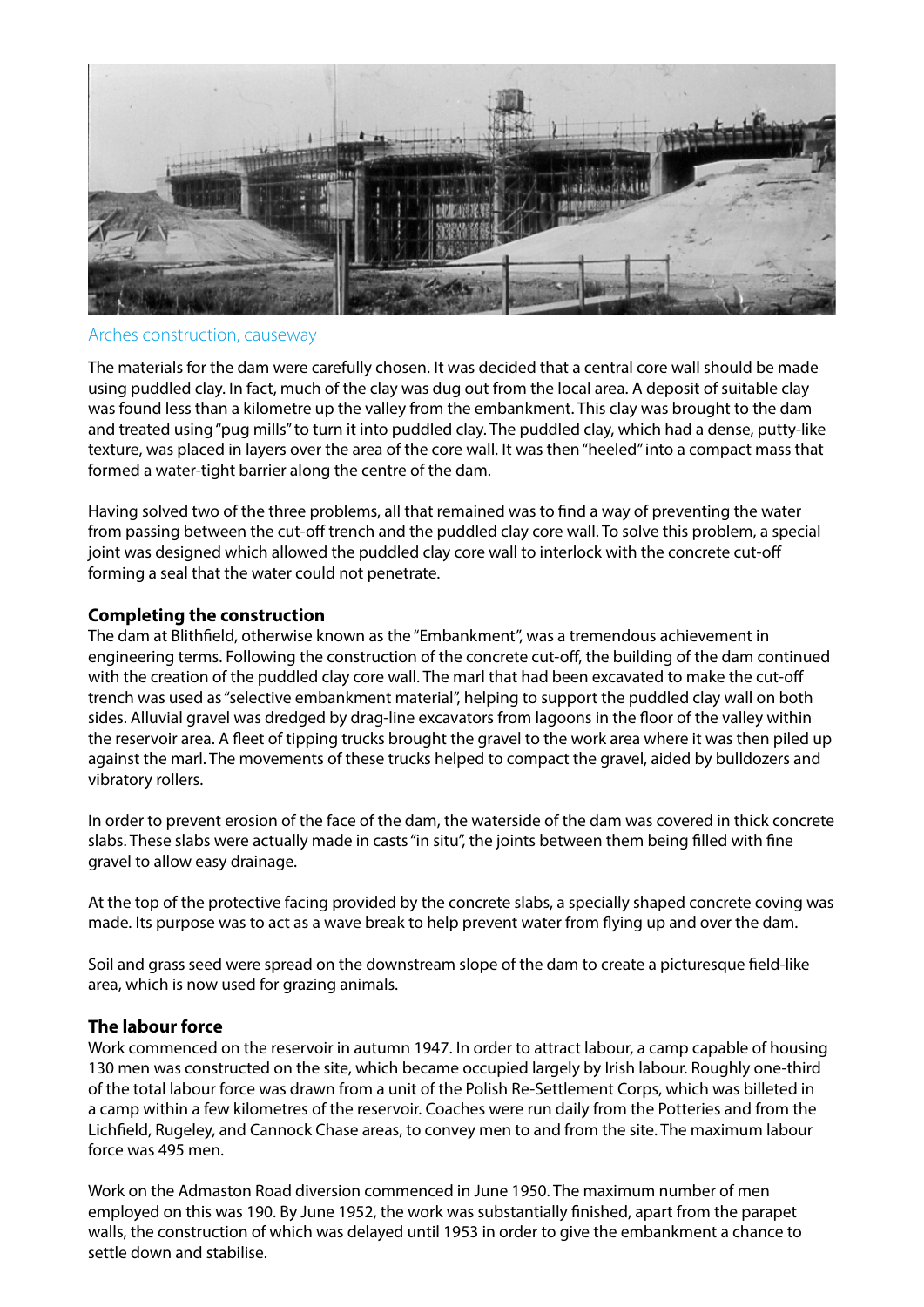Arches construction, causeway

The materials for the dam were carefully chosen. It was decided that a central core wall should be made using puddled clay. In fact, much of the clay was dug out from the local area. A deposit of suitable clay was found less than a kilometre up the valley from the embankment. This clay was brought to the dam and treated using "pug mills" to turn it into puddled clay. The puddled clay, which had a dense, putty-like texture, was placed in layers over the area of the core wall. It was then "heeled" into a compact mass that formed a water-tight barrier along the centre of the dam.

Having solved two of the three problems, all that remained was to find a way of preventing the water from passing between the cut-off trench and the puddled clay core wall. To solve this problem, a special joint was designed which allowed the puddled clay core wall to interlock with the concrete cut-off forming a seal that the water could not penetrate.

### Completing the construction

The dam at Blithfield, otherwise known as the "Embankment", was a tremendous achievement in engineering terms. Following the construction of the concrete cut-off, the building of the dam continued with the creation of the puddled clay core wall. The marl that had been excavated to make the cut-off trench was used as "selective embankment material", helping to support the puddled clay wall on both sides. Alluvial gravel was dredged by drag-line excavators from lagoons in the floor of the valley within the reservoir area. A fleet of tipping trucks brought the gravel to the work area where it was then piled up against the marl. The movements of these trucks helped to compact the gravel, aided by bulldozers and vibratory rollers.

In order to prevent erosion of the face of the dam, the waterside of the dam was covered in thick concrete slabs. These slabs were actually made in casts "in situ", the joints between them being filled with fine gravel to allow easy drainage.

At the top of the protective facing provided by the concrete slabs, a specially shaped concrete coving was made. Its purpose was to act as a wave break to help prevent water from flying up and over the dam.

Soil and grass seed were spread on the downstream slope of the dam to create a picturesque field-like area, which is now used for grazing animals.

### The labour force

Work commenced on the reservoir in autumn 1947. In order to attract labour, a camp capable of housing 130 men was constructed on the site, which became occupied largely by Irish labour. Roughly one-third of the total labour force was drawn from a unit of the Polish Re-Settlement Corps, which was billeted in a camp within a few kilometres of the reservoir. Coaches were run daily from the Potteries and from the Lichfield, Rugeley, and Cannock Chase areas, to convey men to and from the site. The maximum labour force was 495 men.

Work on the Admaston Road diversion commenced in June 1950. The maximum number of men employed on this was 190. By June 1952, the work was substantially finished, apart from the parapet walls, the construction of which was delayed until 1953 in order to give the embankment a chance to settle down and stabilise.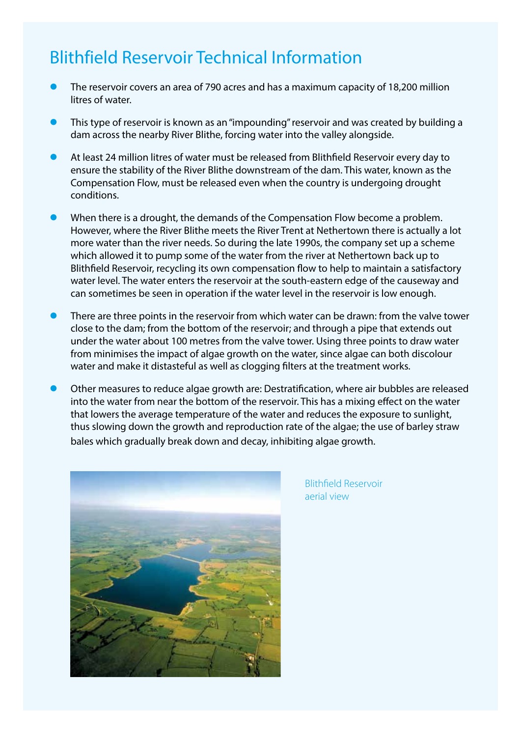# Blithfield Reservoir Technical Information

- The reservoir covers an area of 790 acres and has a maximum capacity of 18,200 million litres of water.
- This type of reservoir is known as an "impounding" reservoir and was created by building a dam across the nearby River Blithe, forcing water into the valley alongside.
- At least 24 million litres of water must be released from Blithfield Reservoir every day to ensure the stability of the River Blithe downstream of the dam. This water, known as the Compensation Flow, must be released even when the country is undergoing drought conditions.
- When there is a drought, the demands of the Compensation Flow become a problem. However, where the River Blithe meets the River Trent at Nethertown there is actually a lot more water than the river needs. So during the late 1990s, the company set up a scheme which allowed it to pump some of the water from the river at Nethertown back up to Blithfield Reservoir, recycling its own compensation flow to help to maintain a satisfactory water level. The water enters the reservoir at the south-eastern edge of the causeway and can sometimes be seen in operation if the water level in the reservoir is low enough.
- There are three points in the reservoir from which water can be drawn: from the valve tower close to the dam; from the bottom of the reservoir; and through a pipe that extends out under the water about 100 metres from the valve tower. Using three points to draw water from minimises the impact of algae growth on the water, since algae can both discolour water and make it distasteful as well as clogging filters at the treatment works.
- Other measures to reduce algae growth are: Destratification, where air bubbles are released into the water from near the bottom of the reservoir. This has a mixing effect on the water that lowers the average temperature of the water and reduces the exposure to sunlight, thus slowing down the growth and reproduction rate of the algae; the use of barley straw bales which gradually break down and decay, inhibiting algae growth.

Blithfield Reservoir aerial view